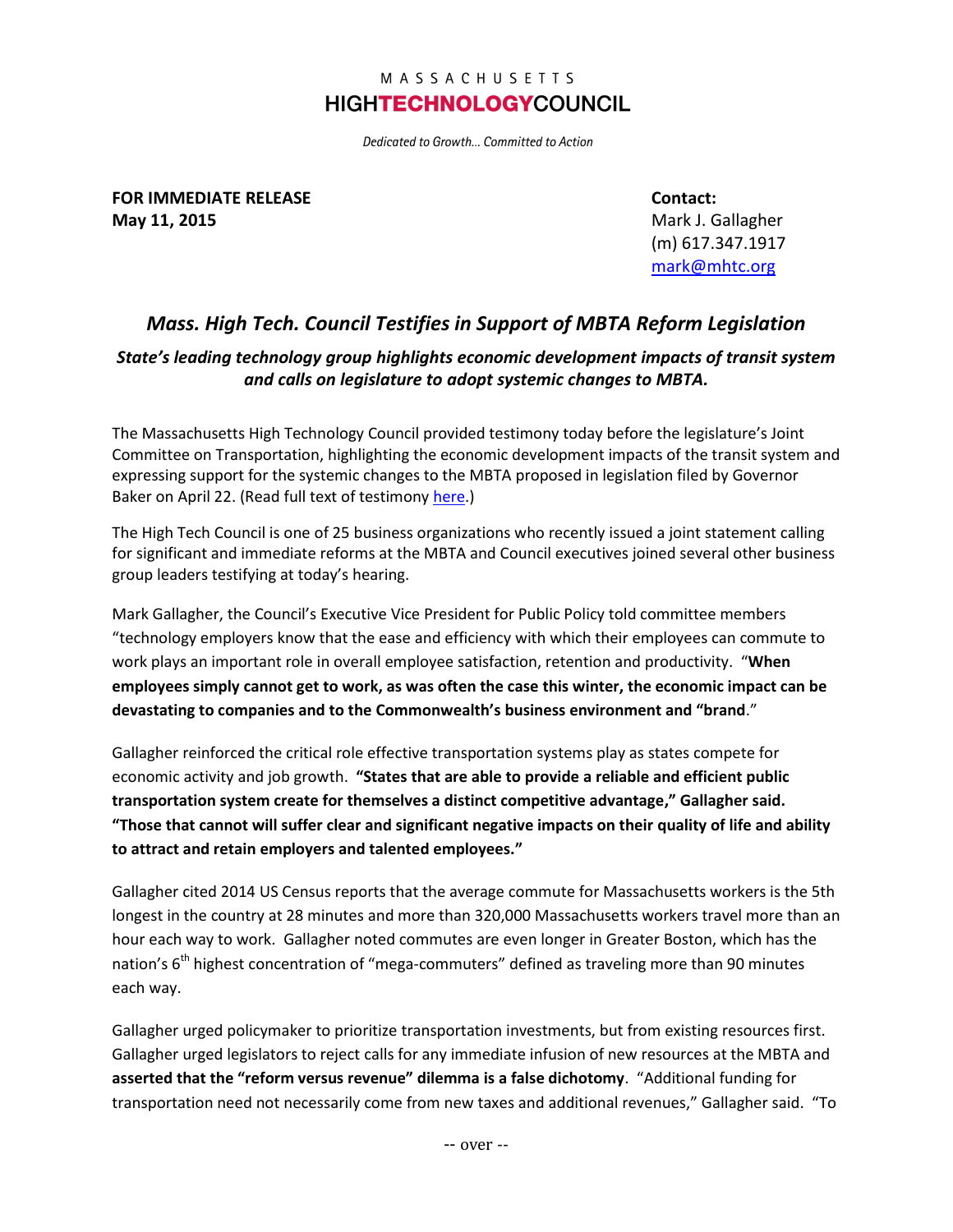MASSACHUSETTS
**HIGHTECHNOLOGYCOUNCIL**

*Dedicated to Growth... Committed to Action*

**FOR IMMEDIATE RELEASE**
**May 11, 2015**

**Contact:**
Mark J. Gallagher
(m) 617.347.1917
mark@mhtc.org

## *Mass. High Tech. Council Testifies in Support of MBTA Reform Legislation*

### *State's leading technology group highlights economic development impacts of transit system and calls on legislature to adopt systemic changes to MBTA.*

The Massachusetts High Technology Council provided testimony today before the legislature's Joint Committee on Transportation, highlighting the economic development impacts of the transit system and expressing support for the systemic changes to the MBTA proposed in legislation filed by Governor Baker on April 22. (Read full text of testimony here.)

The High Tech Council is one of 25 business organizations who recently issued a joint statement calling for significant and immediate reforms at the MBTA and Council executives joined several other business group leaders testifying at today's hearing.

Mark Gallagher, the Council's Executive Vice President for Public Policy told committee members "technology employers know that the ease and efficiency with which their employees can commute to work plays an important role in overall employee satisfaction, retention and productivity. "**When employees simply cannot get to work, as was often the case this winter, the economic impact can be devastating to companies and to the Commonwealth's business environment and "brand**."

Gallagher reinforced the critical role effective transportation systems play as states compete for economic activity and job growth. **"States that are able to provide a reliable and efficient public transportation system create for themselves a distinct competitive advantage," Gallagher said. "Those that cannot will suffer clear and significant negative impacts on their quality of life and ability to attract and retain employers and talented employees."**

Gallagher cited 2014 US Census reports that the average commute for Massachusetts workers is the 5th longest in the country at 28 minutes and more than 320,000 Massachusetts workers travel more than an hour each way to work. Gallagher noted commutes are even longer in Greater Boston, which has the nation's 6th highest concentration of "mega-commuters" defined as traveling more than 90 minutes each way.

Gallagher urged policymaker to prioritize transportation investments, but from existing resources first. Gallagher urged legislators to reject calls for any immediate infusion of new resources at the MBTA and **asserted that the "reform versus revenue" dilemma is a false dichotomy**. "Additional funding for transportation need not necessarily come from new taxes and additional revenues," Gallagher said. "To

-- over --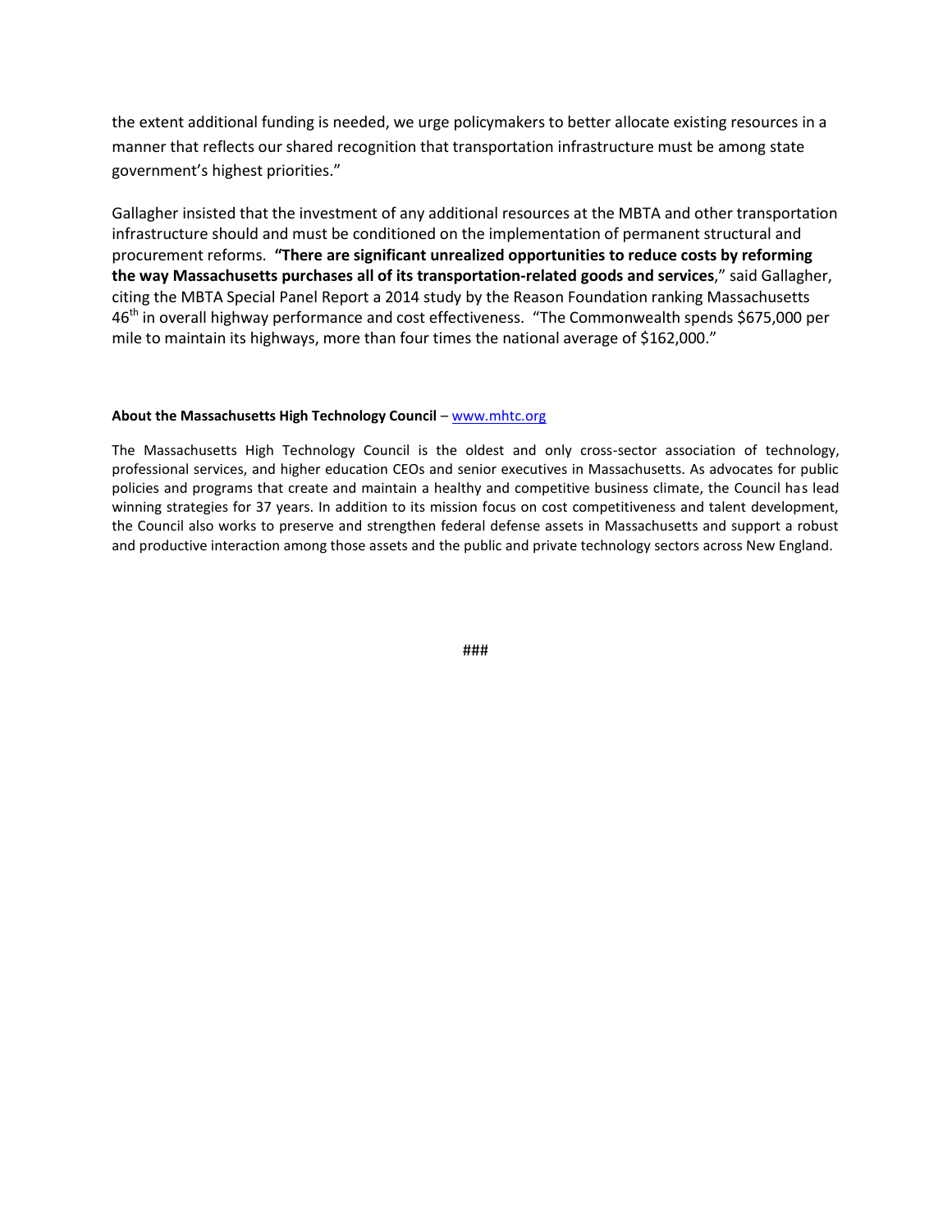the extent additional funding is needed, we urge policymakers to better allocate existing resources in a manner that reflects our shared recognition that transportation infrastructure must be among state government's highest priorities."

Gallagher insisted that the investment of any additional resources at the MBTA and other transportation infrastructure should and must be conditioned on the implementation of permanent structural and procurement reforms. **"There are significant unrealized opportunities to reduce costs by reforming the way Massachusetts purchases all of its transportation-related goods and services**," said Gallagher, citing the MBTA Special Panel Report a 2014 study by the Reason Foundation ranking Massachusetts 46th in overall highway performance and cost effectiveness. "The Commonwealth spends $675,000 per mile to maintain its highways, more than four times the national average of $162,000."

**About the Massachusetts High Technology Council** – [www.mhtc.org](www.mhtc.org)

The Massachusetts High Technology Council is the oldest and only cross-sector association of technology, professional services, and higher education CEOs and senior executives in Massachusetts. As advocates for public policies and programs that create and maintain a healthy and competitive business climate, the Council has lead winning strategies for 37 years. In addition to its mission focus on cost competitiveness and talent development, the Council also works to preserve and strengthen federal defense assets in Massachusetts and support a robust and productive interaction among those assets and the public and private technology sectors across New England.

###